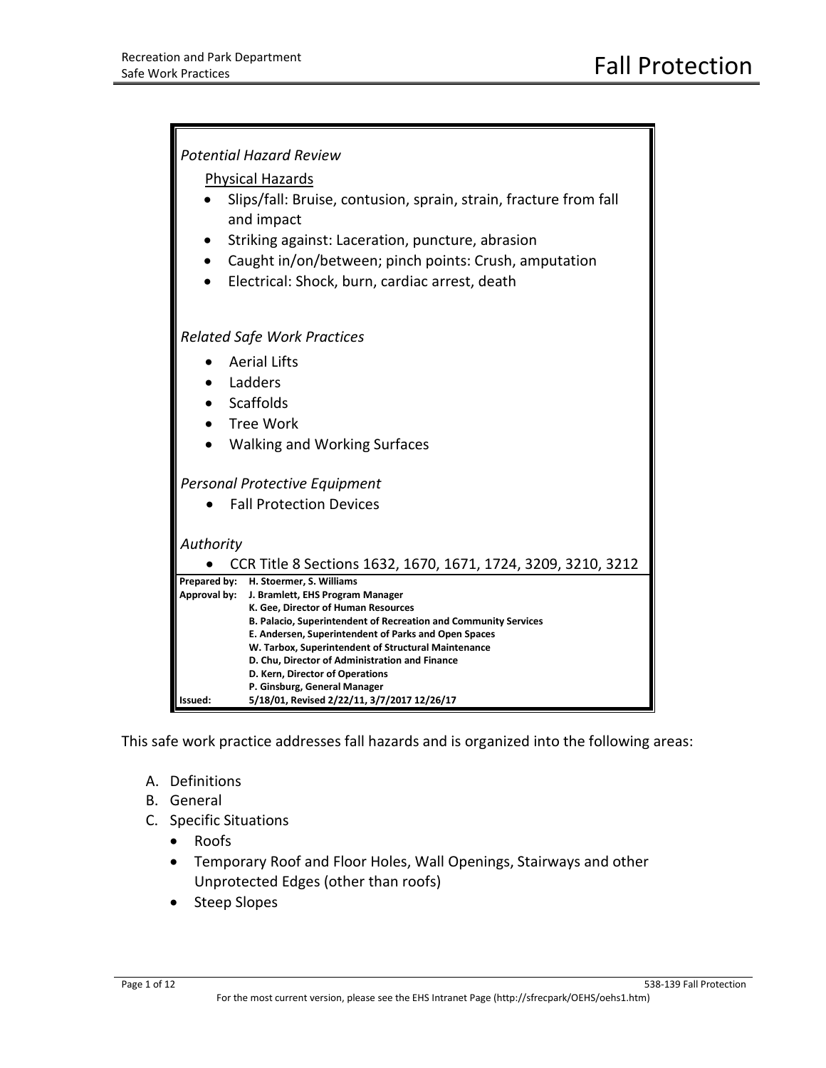# Fall Protection

*Potential Hazard Review*

Physical Hazards

- Slips/fall: Bruise, contusion, sprain, strain, fracture from fall and impact
- Striking against: Laceration, puncture, abrasion
- Caught in/on/between; pinch points: Crush, amputation
- Electrical: Shock, burn, cardiac arrest, death

*Related Safe Work Practices*

- Aerial Lifts
- Ladders
- Scaffolds
- Tree Work
- Walking and Working Surfaces

*Personal Protective Equipment*

- Fall Protection Devices

*Authority*

- CCR Title 8 Sections 1632, 1670, 1671, 1724, 3209, 3210, 3212

| | |
|---|---|
| **Prepared by:** | **H. Stoermer, S. Williams** |
| **Approval by:** | **J. Bramlett, EHS Program Manager** |
| | **K. Gee, Director of Human Resources** |
| | **B. Palacio, Superintendent of Recreation and Community Services** |
| | **E. Andersen, Superintendent of Parks and Open Spaces** |
| | **W. Tarbox, Superintendent of Structural Maintenance** |
| | **D. Chu, Director of Administration and Finance** |
| | **D. Kern, Director of Operations** |
| | **P. Ginsburg, General Manager** |
| **Issued:** | **5/18/01, Revised 2/22/11, 3/7/2017 12/26/17** |

This safe work practice addresses fall hazards and is organized into the following areas:

A. Definitions
B. General
C. Specific Situations
   - Roofs
   - Temporary Roof and Floor Holes, Wall Openings, Stairways and other Unprotected Edges (other than roofs)
   - Steep Slopes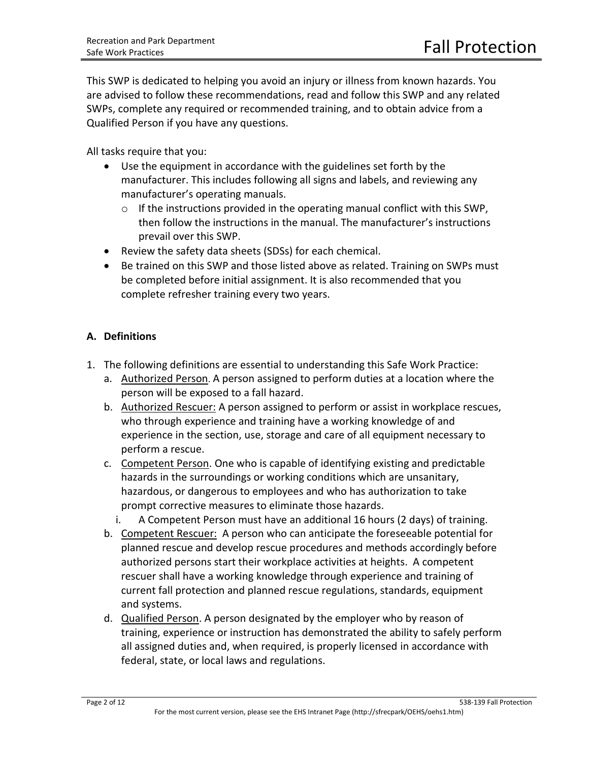This SWP is dedicated to helping you avoid an injury or illness from known hazards. You are advised to follow these recommendations, read and follow this SWP and any related SWPs, complete any required or recommended training, and to obtain advice from a Qualified Person if you have any questions.

All tasks require that you:

- Use the equipment in accordance with the guidelines set forth by the manufacturer. This includes following all signs and labels, and reviewing any manufacturer's operating manuals.
  - If the instructions provided in the operating manual conflict with this SWP, then follow the instructions in the manual. The manufacturer's instructions prevail over this SWP.
- Review the safety data sheets (SDSs) for each chemical.
- Be trained on this SWP and those listed above as related. Training on SWPs must be completed before initial assignment. It is also recommended that you complete refresher training every two years.

## A. Definitions

1. The following definitions are essential to understanding this Safe Work Practice:
   a. <u>Authorized Person</u>. A person assigned to perform duties at a location where the person will be exposed to a fall hazard.
   b. <u>Authorized Rescuer:</u> A person assigned to perform or assist in workplace rescues, who through experience and training have a working knowledge of and experience in the section, use, storage and care of all equipment necessary to perform a rescue.
   c. <u>Competent Person</u>. One who is capable of identifying existing and predictable hazards in the surroundings or working conditions which are unsanitary, hazardous, or dangerous to employees and who has authorization to take prompt corrective measures to eliminate those hazards.
      i. A Competent Person must have an additional 16 hours (2 days) of training.
   b. <u>Competent Rescuer:</u> A person who can anticipate the foreseeable potential for planned rescue and develop rescue procedures and methods accordingly before authorized persons start their workplace activities at heights. A competent rescuer shall have a working knowledge through experience and training of current fall protection and planned rescue regulations, standards, equipment and systems.
   d. <u>Qualified Person</u>. A person designated by the employer who by reason of training, experience or instruction has demonstrated the ability to safely perform all assigned duties and, when required, is properly licensed in accordance with federal, state, or local laws and regulations.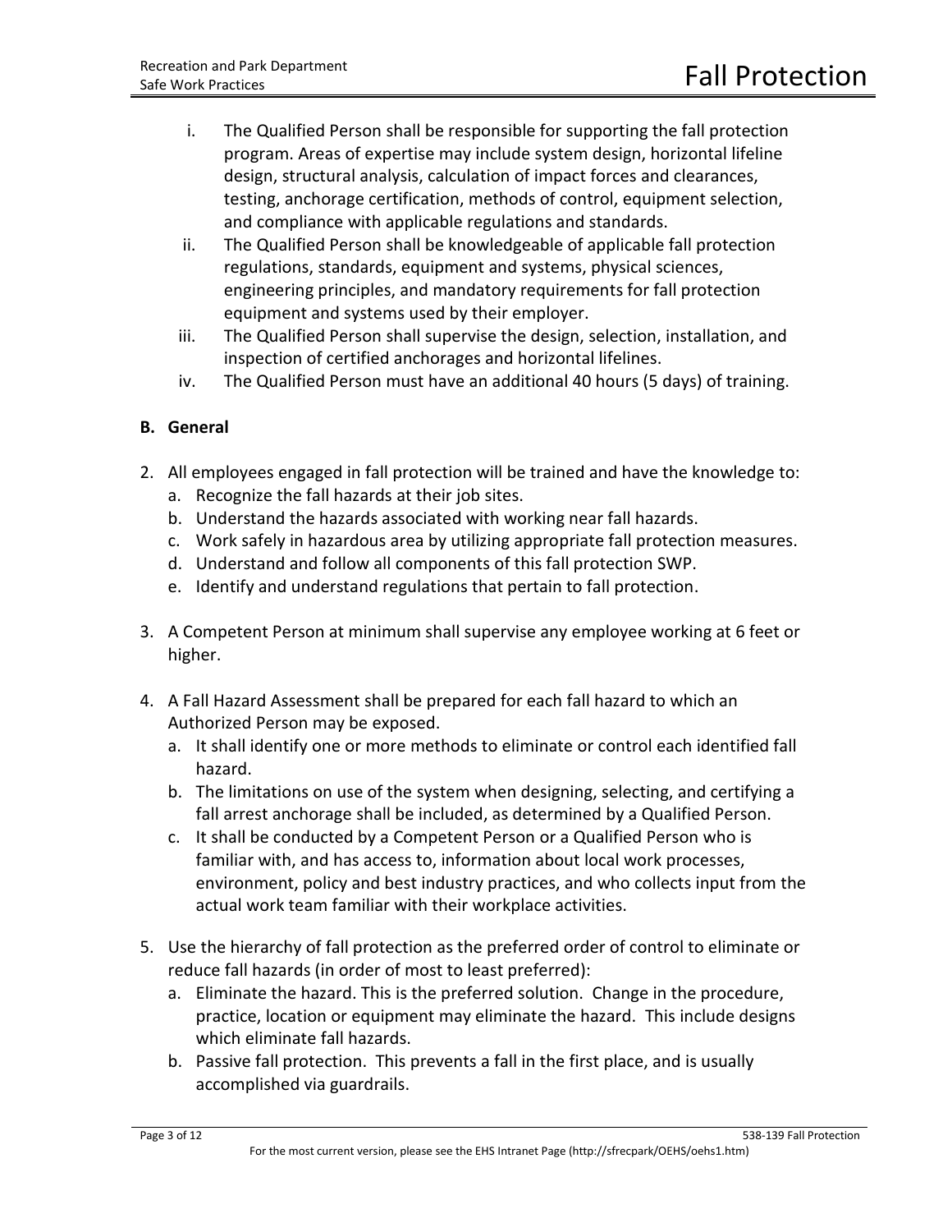i. The Qualified Person shall be responsible for supporting the fall protection program. Areas of expertise may include system design, horizontal lifeline design, structural analysis, calculation of impact forces and clearances, testing, anchorage certification, methods of control, equipment selection, and compliance with applicable regulations and standards.

ii. The Qualified Person shall be knowledgeable of applicable fall protection regulations, standards, equipment and systems, physical sciences, engineering principles, and mandatory requirements for fall protection equipment and systems used by their employer.

iii. The Qualified Person shall supervise the design, selection, installation, and inspection of certified anchorages and horizontal lifelines.

iv. The Qualified Person must have an additional 40 hours (5 days) of training.

**B. General**

2. All employees engaged in fall protection will be trained and have the knowledge to:
   a. Recognize the fall hazards at their job sites.
   b. Understand the hazards associated with working near fall hazards.
   c. Work safely in hazardous area by utilizing appropriate fall protection measures.
   d. Understand and follow all components of this fall protection SWP.
   e. Identify and understand regulations that pertain to fall protection.

3. A Competent Person at minimum shall supervise any employee working at 6 feet or higher.

4. A Fall Hazard Assessment shall be prepared for each fall hazard to which an Authorized Person may be exposed.
   a. It shall identify one or more methods to eliminate or control each identified fall hazard.
   b. The limitations on use of the system when designing, selecting, and certifying a fall arrest anchorage shall be included, as determined by a Qualified Person.
   c. It shall be conducted by a Competent Person or a Qualified Person who is familiar with, and has access to, information about local work processes, environment, policy and best industry practices, and who collects input from the actual work team familiar with their workplace activities.

5. Use the hierarchy of fall protection as the preferred order of control to eliminate or reduce fall hazards (in order of most to least preferred):
   a. Eliminate the hazard. This is the preferred solution. Change in the procedure, practice, location or equipment may eliminate the hazard. This include designs which eliminate fall hazards.
   b. Passive fall protection. This prevents a fall in the first place, and is usually accomplished via guardrails.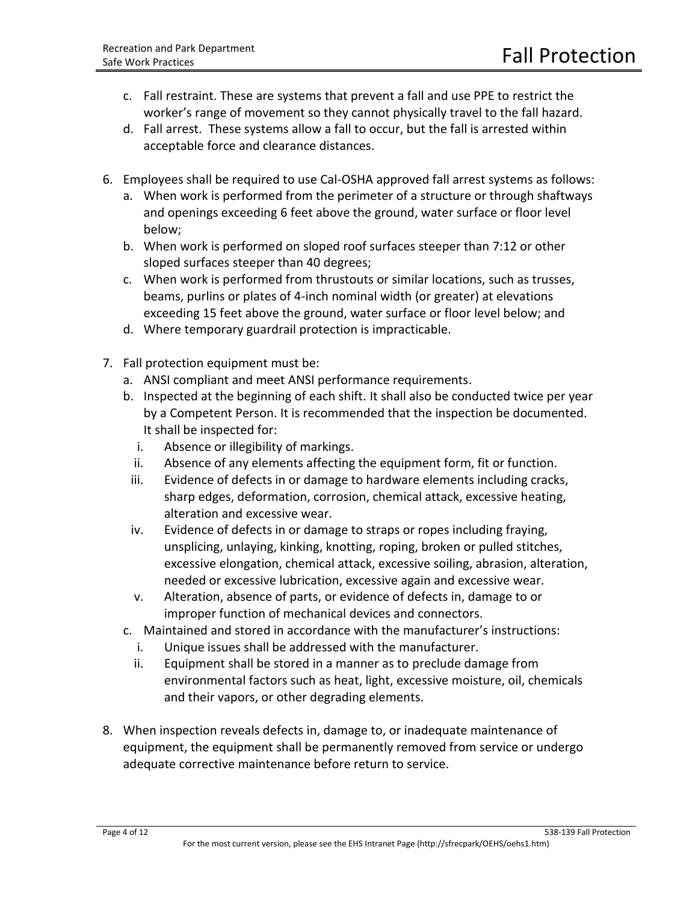c. Fall restraint. These are systems that prevent a fall and use PPE to restrict the worker's range of movement so they cannot physically travel to the fall hazard.
d. Fall arrest. These systems allow a fall to occur, but the fall is arrested within acceptable force and clearance distances.

6. Employees shall be required to use Cal-OSHA approved fall arrest systems as follows:
   a. When work is performed from the perimeter of a structure or through shaftways and openings exceeding 6 feet above the ground, water surface or floor level below;
   b. When work is performed on sloped roof surfaces steeper than 7:12 or other sloped surfaces steeper than 40 degrees;
   c. When work is performed from thrustouts or similar locations, such as trusses, beams, purlins or plates of 4-inch nominal width (or greater) at elevations exceeding 15 feet above the ground, water surface or floor level below; and
   d. Where temporary guardrail protection is impracticable.

7. Fall protection equipment must be:
   a. ANSI compliant and meet ANSI performance requirements.
   b. Inspected at the beginning of each shift. It shall also be conducted twice per year by a Competent Person. It is recommended that the inspection be documented. It shall be inspected for:
      i. Absence or illegibility of markings.
      ii. Absence of any elements affecting the equipment form, fit or function.
      iii. Evidence of defects in or damage to hardware elements including cracks, sharp edges, deformation, corrosion, chemical attack, excessive heating, alteration and excessive wear.
      iv. Evidence of defects in or damage to straps or ropes including fraying, unsplicing, unlaying, kinking, knotting, roping, broken or pulled stitches, excessive elongation, chemical attack, excessive soiling, abrasion, alteration, needed or excessive lubrication, excessive again and excessive wear.
      v. Alteration, absence of parts, or evidence of defects in, damage to or improper function of mechanical devices and connectors.
   c. Maintained and stored in accordance with the manufacturer's instructions:
      i. Unique issues shall be addressed with the manufacturer.
      ii. Equipment shall be stored in a manner as to preclude damage from environmental factors such as heat, light, excessive moisture, oil, chemicals and their vapors, or other degrading elements.

8. When inspection reveals defects in, damage to, or inadequate maintenance of equipment, the equipment shall be permanently removed from service or undergo adequate corrective maintenance before return to service.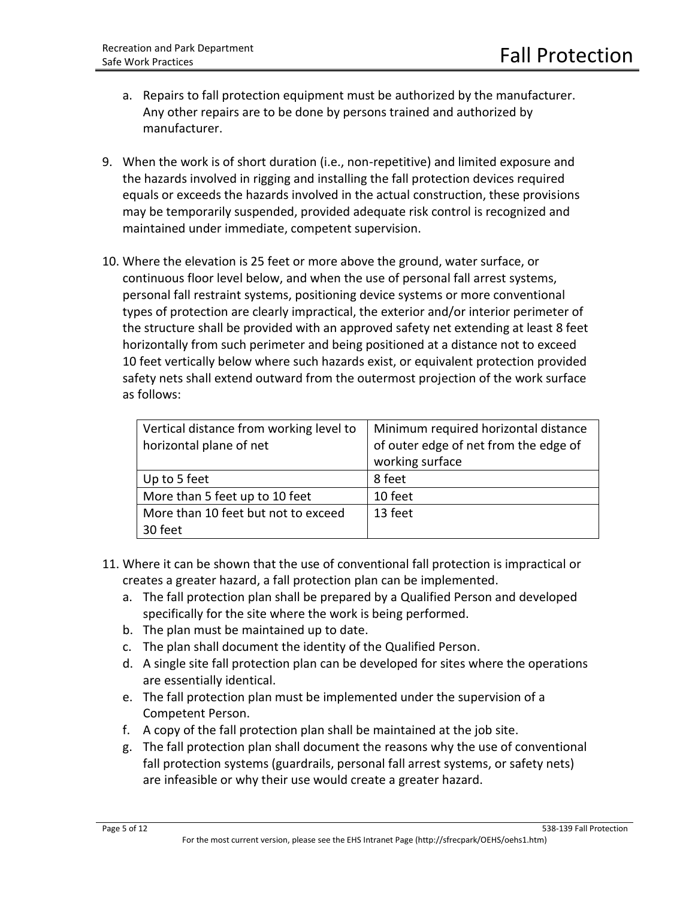a. Repairs to fall protection equipment must be authorized by the manufacturer. Any other repairs are to be done by persons trained and authorized by manufacturer.

9. When the work is of short duration (i.e., non-repetitive) and limited exposure and the hazards involved in rigging and installing the fall protection devices required equals or exceeds the hazards involved in the actual construction, these provisions may be temporarily suspended, provided adequate risk control is recognized and maintained under immediate, competent supervision.

10. Where the elevation is 25 feet or more above the ground, water surface, or continuous floor level below, and when the use of personal fall arrest systems, personal fall restraint systems, positioning device systems or more conventional types of protection are clearly impractical, the exterior and/or interior perimeter of the structure shall be provided with an approved safety net extending at least 8 feet horizontally from such perimeter and being positioned at a distance not to exceed 10 feet vertically below where such hazards exist, or equivalent protection provided safety nets shall extend outward from the outermost projection of the work surface as follows:

| Vertical distance from working level to horizontal plane of net | Minimum required horizontal distance of outer edge of net from the edge of working surface |
|---|---|
| Up to 5 feet | 8 feet |
| More than 5 feet up to 10 feet | 10 feet |
| More than 10 feet but not to exceed 30 feet | 13 feet |

11. Where it can be shown that the use of conventional fall protection is impractical or creates a greater hazard, a fall protection plan can be implemented.
    a. The fall protection plan shall be prepared by a Qualified Person and developed specifically for the site where the work is being performed.
    b. The plan must be maintained up to date.
    c. The plan shall document the identity of the Qualified Person.
    d. A single site fall protection plan can be developed for sites where the operations are essentially identical.
    e. The fall protection plan must be implemented under the supervision of a Competent Person.
    f. A copy of the fall protection plan shall be maintained at the job site.
    g. The fall protection plan shall document the reasons why the use of conventional fall protection systems (guardrails, personal fall arrest systems, or safety nets) are infeasible or why their use would create a greater hazard.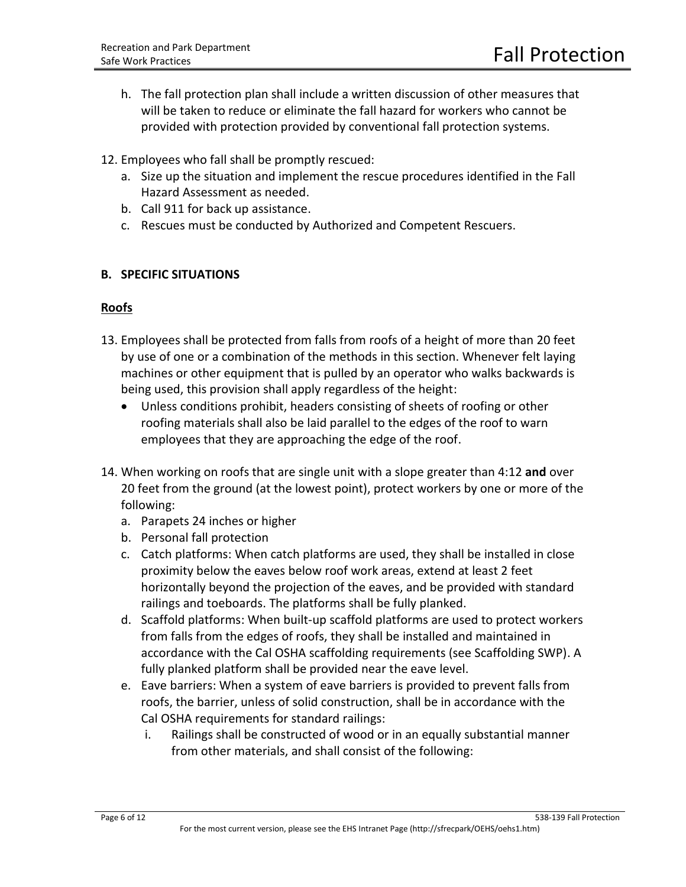h. The fall protection plan shall include a written discussion of other measures that will be taken to reduce or eliminate the fall hazard for workers who cannot be provided with protection provided by conventional fall protection systems.

12. Employees who fall shall be promptly rescued:
    a. Size up the situation and implement the rescue procedures identified in the Fall Hazard Assessment as needed.
    b. Call 911 for back up assistance.
    c. Rescues must be conducted by Authorized and Competent Rescuers.

## B. SPECIFIC SITUATIONS

### Roofs

13. Employees shall be protected from falls from roofs of a height of more than 20 feet by use of one or a combination of the methods in this section. Whenever felt laying machines or other equipment that is pulled by an operator who walks backwards is being used, this provision shall apply regardless of the height:
    - Unless conditions prohibit, headers consisting of sheets of roofing or other roofing materials shall also be laid parallel to the edges of the roof to warn employees that they are approaching the edge of the roof.

14. When working on roofs that are single unit with a slope greater than 4:12 **and** over 20 feet from the ground (at the lowest point), protect workers by one or more of the following:
    a. Parapets 24 inches or higher
    b. Personal fall protection
    c. Catch platforms: When catch platforms are used, they shall be installed in close proximity below the eaves below roof work areas, extend at least 2 feet horizontally beyond the projection of the eaves, and be provided with standard railings and toeboards. The platforms shall be fully planked.
    d. Scaffold platforms: When built-up scaffold platforms are used to protect workers from falls from the edges of roofs, they shall be installed and maintained in accordance with the Cal OSHA scaffolding requirements (see Scaffolding SWP). A fully planked platform shall be provided near the eave level.
    e. Eave barriers: When a system of eave barriers is provided to prevent falls from roofs, the barrier, unless of solid construction, shall be in accordance with the Cal OSHA requirements for standard railings:
        i. Railings shall be constructed of wood or in an equally substantial manner from other materials, and shall consist of the following: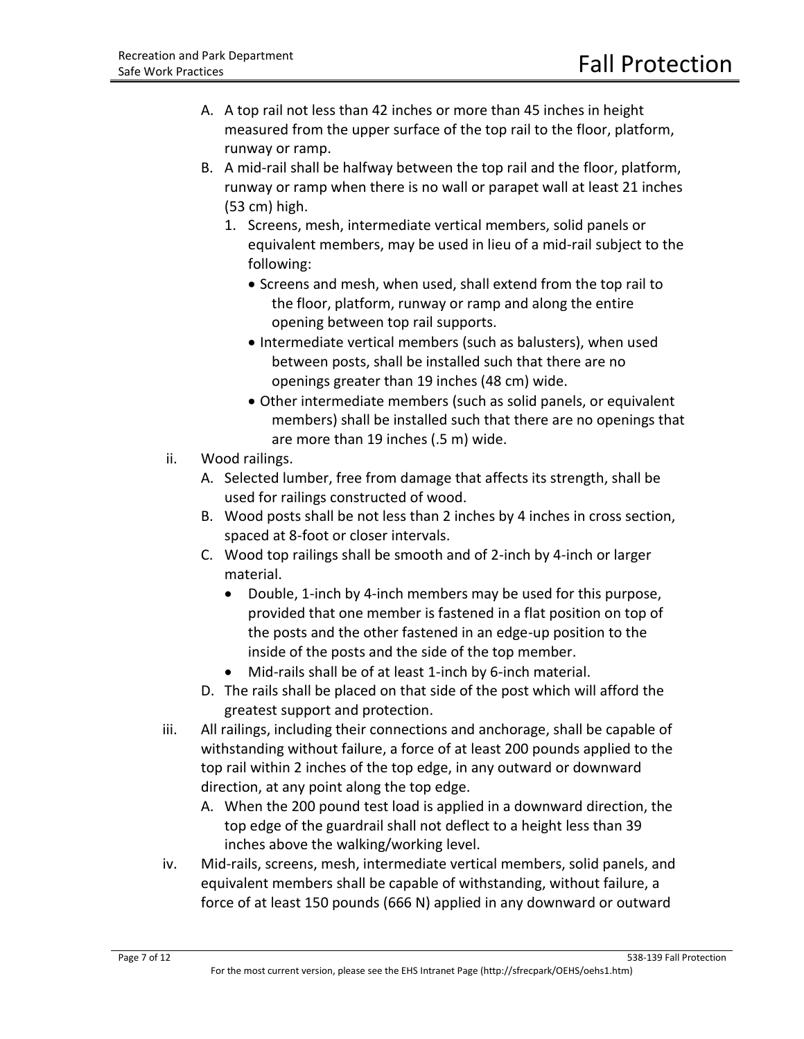A. A top rail not less than 42 inches or more than 45 inches in height measured from the upper surface of the top rail to the floor, platform, runway or ramp.

B. A mid-rail shall be halfway between the top rail and the floor, platform, runway or ramp when there is no wall or parapet wall at least 21 inches (53 cm) high.

   1. Screens, mesh, intermediate vertical members, solid panels or equivalent members, may be used in lieu of a mid-rail subject to the following:
      - Screens and mesh, when used, shall extend from the top rail to the floor, platform, runway or ramp and along the entire opening between top rail supports.
      - Intermediate vertical members (such as balusters), when used between posts, shall be installed such that there are no openings greater than 19 inches (48 cm) wide.
      - Other intermediate members (such as solid panels, or equivalent members) shall be installed such that there are no openings that are more than 19 inches (.5 m) wide.

ii. Wood railings.

A. Selected lumber, free from damage that affects its strength, shall be used for railings constructed of wood.

B. Wood posts shall be not less than 2 inches by 4 inches in cross section, spaced at 8-foot or closer intervals.

C. Wood top railings shall be smooth and of 2-inch by 4-inch or larger material.
   - Double, 1-inch by 4-inch members may be used for this purpose, provided that one member is fastened in a flat position on top of the posts and the other fastened in an edge-up position to the inside of the posts and the side of the top member.
   - Mid-rails shall be of at least 1-inch by 6-inch material.

D. The rails shall be placed on that side of the post which will afford the greatest support and protection.

iii. All railings, including their connections and anchorage, shall be capable of withstanding without failure, a force of at least 200 pounds applied to the top rail within 2 inches of the top edge, in any outward or downward direction, at any point along the top edge.

A. When the 200 pound test load is applied in a downward direction, the top edge of the guardrail shall not deflect to a height less than 39 inches above the walking/working level.

iv. Mid-rails, screens, mesh, intermediate vertical members, solid panels, and equivalent members shall be capable of withstanding, without failure, a force of at least 150 pounds (666 N) applied in any downward or outward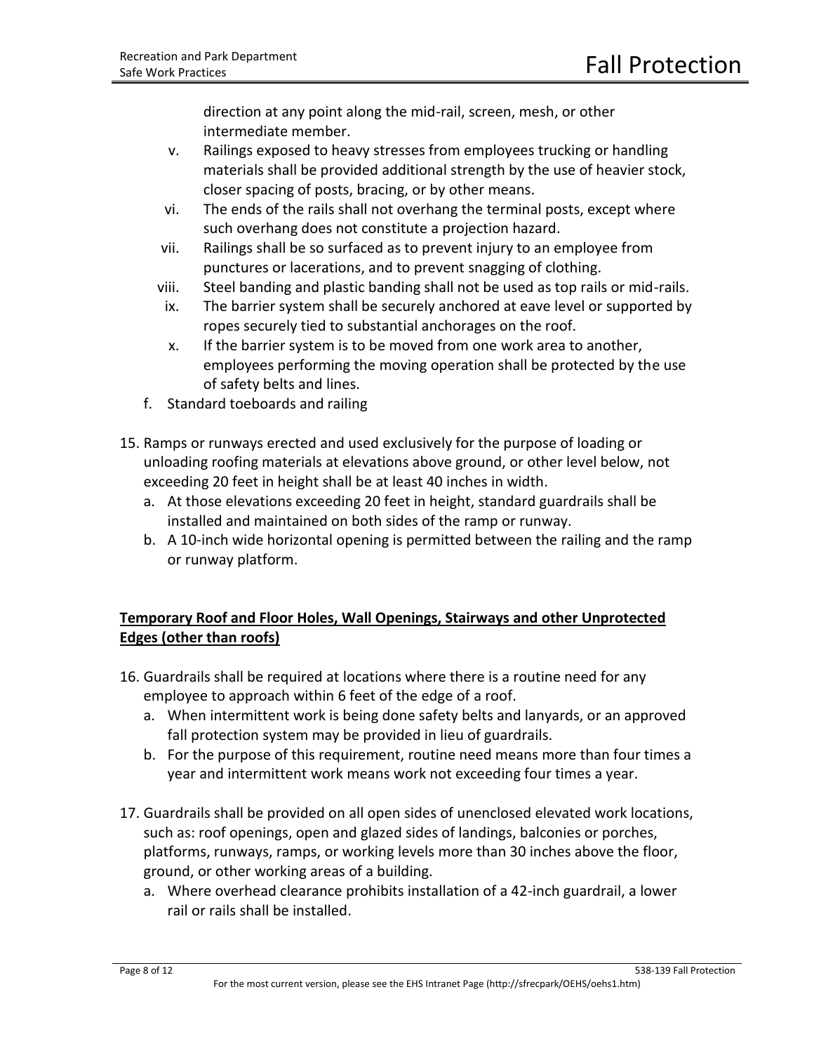direction at any point along the mid-rail, screen, mesh, or other intermediate member.

v. Railings exposed to heavy stresses from employees trucking or handling materials shall be provided additional strength by the use of heavier stock, closer spacing of posts, bracing, or by other means.
vi. The ends of the rails shall not overhang the terminal posts, except where such overhang does not constitute a projection hazard.
vii. Railings shall be so surfaced as to prevent injury to an employee from punctures or lacerations, and to prevent snagging of clothing.
viii. Steel banding and plastic banding shall not be used as top rails or mid-rails.
ix. The barrier system shall be securely anchored at eave level or supported by ropes securely tied to substantial anchorages on the roof.
x. If the barrier system is to be moved from one work area to another, employees performing the moving operation shall be protected by the use of safety belts and lines.

f. Standard toeboards and railing

15. Ramps or runways erected and used exclusively for the purpose of loading or unloading roofing materials at elevations above ground, or other level below, not exceeding 20 feet in height shall be at least 40 inches in width.
    a. At those elevations exceeding 20 feet in height, standard guardrails shall be installed and maintained on both sides of the ramp or runway.
    b. A 10-inch wide horizontal opening is permitted between the railing and the ramp or runway platform.

**Temporary Roof and Floor Holes, Wall Openings, Stairways and other Unprotected Edges (other than roofs)**

16. Guardrails shall be required at locations where there is a routine need for any employee to approach within 6 feet of the edge of a roof.
    a. When intermittent work is being done safety belts and lanyards, or an approved fall protection system may be provided in lieu of guardrails.
    b. For the purpose of this requirement, routine need means more than four times a year and intermittent work means work not exceeding four times a year.

17. Guardrails shall be provided on all open sides of unenclosed elevated work locations, such as: roof openings, open and glazed sides of landings, balconies or porches, platforms, runways, ramps, or working levels more than 30 inches above the floor, ground, or other working areas of a building.
    a. Where overhead clearance prohibits installation of a 42-inch guardrail, a lower rail or rails shall be installed.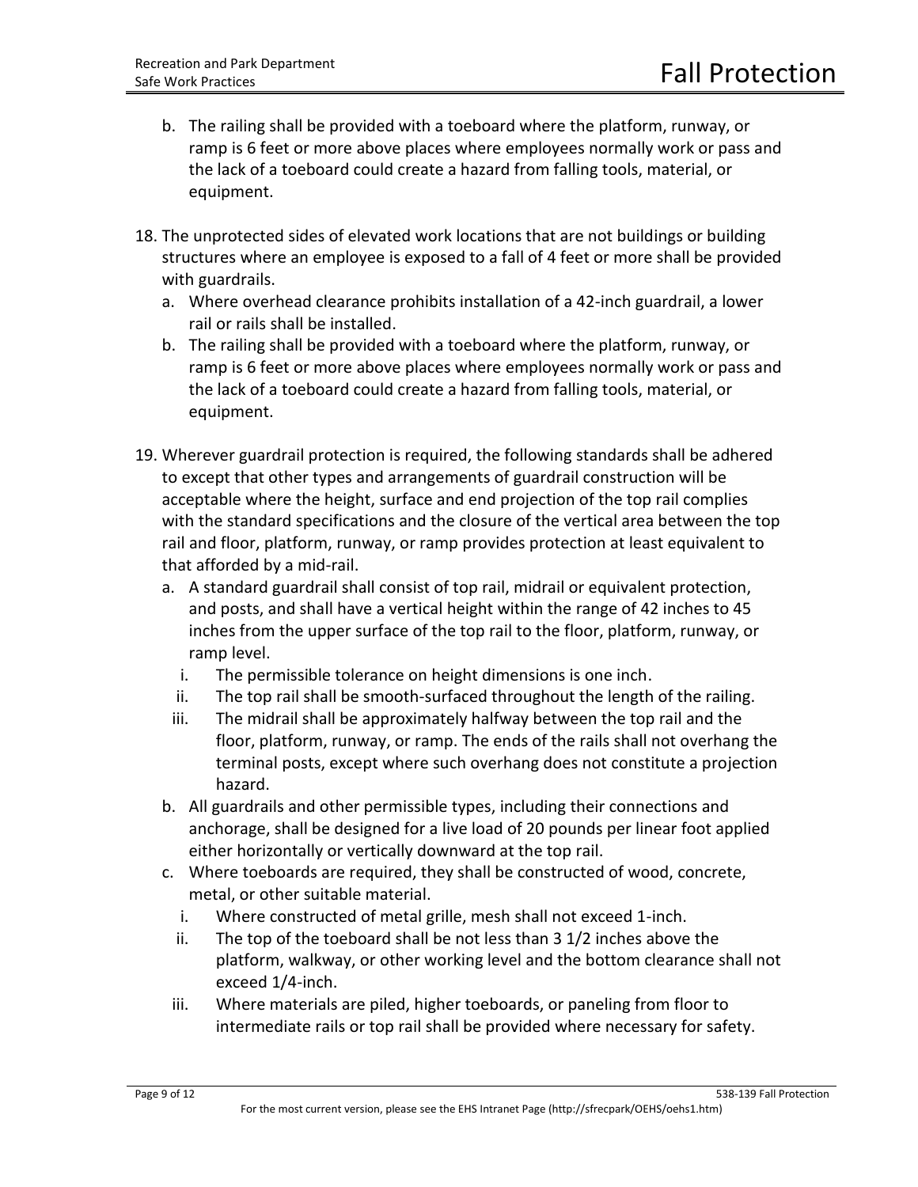b. The railing shall be provided with a toeboard where the platform, runway, or ramp is 6 feet or more above places where employees normally work or pass and the lack of a toeboard could create a hazard from falling tools, material, or equipment.

18. The unprotected sides of elevated work locations that are not buildings or building structures where an employee is exposed to a fall of 4 feet or more shall be provided with guardrails.
   a. Where overhead clearance prohibits installation of a 42-inch guardrail, a lower rail or rails shall be installed.
   b. The railing shall be provided with a toeboard where the platform, runway, or ramp is 6 feet or more above places where employees normally work or pass and the lack of a toeboard could create a hazard from falling tools, material, or equipment.

19. Wherever guardrail protection is required, the following standards shall be adhered to except that other types and arrangements of guardrail construction will be acceptable where the height, surface and end projection of the top rail complies with the standard specifications and the closure of the vertical area between the top rail and floor, platform, runway, or ramp provides protection at least equivalent to that afforded by a mid-rail.
   a. A standard guardrail shall consist of top rail, midrail or equivalent protection, and posts, and shall have a vertical height within the range of 42 inches to 45 inches from the upper surface of the top rail to the floor, platform, runway, or ramp level.
      i. The permissible tolerance on height dimensions is one inch.
      ii. The top rail shall be smooth-surfaced throughout the length of the railing.
      iii. The midrail shall be approximately halfway between the top rail and the floor, platform, runway, or ramp. The ends of the rails shall not overhang the terminal posts, except where such overhang does not constitute a projection hazard.
   b. All guardrails and other permissible types, including their connections and anchorage, shall be designed for a live load of 20 pounds per linear foot applied either horizontally or vertically downward at the top rail.
   c. Where toeboards are required, they shall be constructed of wood, concrete, metal, or other suitable material.
      i. Where constructed of metal grille, mesh shall not exceed 1-inch.
      ii. The top of the toeboard shall be not less than 3 1/2 inches above the platform, walkway, or other working level and the bottom clearance shall not exceed 1/4-inch.
      iii. Where materials are piled, higher toeboards, or paneling from floor to intermediate rails or top rail shall be provided where necessary for safety.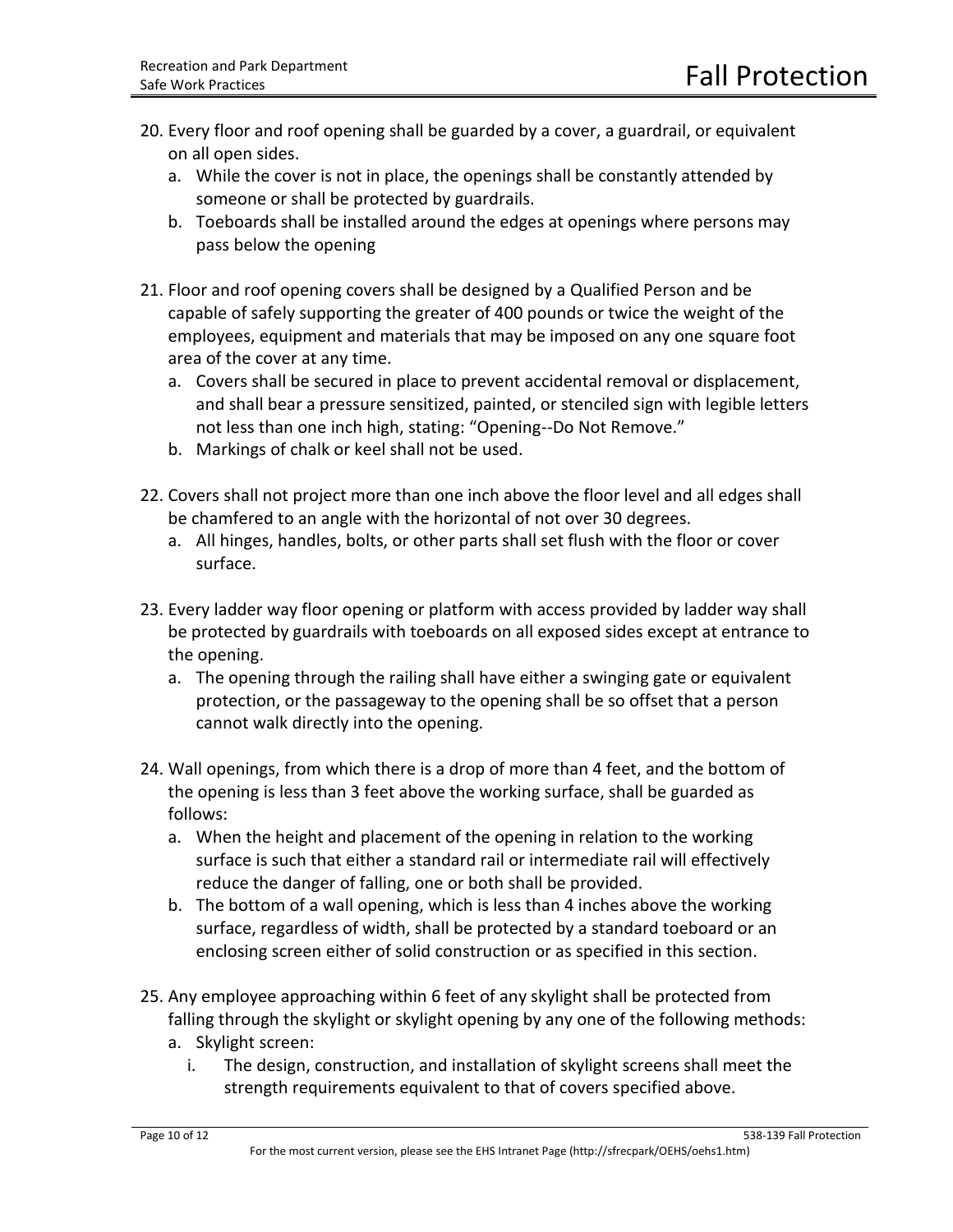20. Every floor and roof opening shall be guarded by a cover, a guardrail, or equivalent on all open sides.
    a. While the cover is not in place, the openings shall be constantly attended by someone or shall be protected by guardrails.
    b. Toeboards shall be installed around the edges at openings where persons may pass below the opening

21. Floor and roof opening covers shall be designed by a Qualified Person and be capable of safely supporting the greater of 400 pounds or twice the weight of the employees, equipment and materials that may be imposed on any one square foot area of the cover at any time.
    a. Covers shall be secured in place to prevent accidental removal or displacement, and shall bear a pressure sensitized, painted, or stenciled sign with legible letters not less than one inch high, stating: "Opening--Do Not Remove."
    b. Markings of chalk or keel shall not be used.

22. Covers shall not project more than one inch above the floor level and all edges shall be chamfered to an angle with the horizontal of not over 30 degrees.
    a. All hinges, handles, bolts, or other parts shall set flush with the floor or cover surface.

23. Every ladder way floor opening or platform with access provided by ladder way shall be protected by guardrails with toeboards on all exposed sides except at entrance to the opening.
    a. The opening through the railing shall have either a swinging gate or equivalent protection, or the passageway to the opening shall be so offset that a person cannot walk directly into the opening.

24. Wall openings, from which there is a drop of more than 4 feet, and the bottom of the opening is less than 3 feet above the working surface, shall be guarded as follows:
    a. When the height and placement of the opening in relation to the working surface is such that either a standard rail or intermediate rail will effectively reduce the danger of falling, one or both shall be provided.
    b. The bottom of a wall opening, which is less than 4 inches above the working surface, regardless of width, shall be protected by a standard toeboard or an enclosing screen either of solid construction or as specified in this section.

25. Any employee approaching within 6 feet of any skylight shall be protected from falling through the skylight or skylight opening by any one of the following methods:
    a. Skylight screen:
        i. The design, construction, and installation of skylight screens shall meet the strength requirements equivalent to that of covers specified above.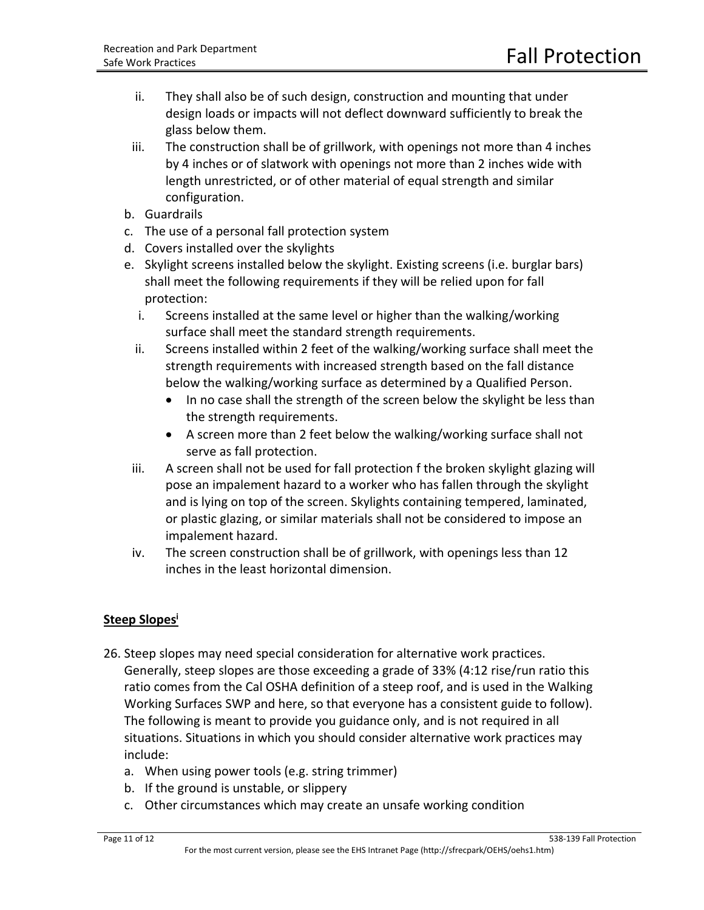ii. They shall also be of such design, construction and mounting that under design loads or impacts will not deflect downward sufficiently to break the glass below them.

iii. The construction shall be of grillwork, with openings not more than 4 inches by 4 inches or of slatwork with openings not more than 2 inches wide with length unrestricted, or of other material of equal strength and similar configuration.

b. Guardrails
c. The use of a personal fall protection system
d. Covers installed over the skylights
e. Skylight screens installed below the skylight. Existing screens (i.e. burglar bars) shall meet the following requirements if they will be relied upon for fall protection:
   i. Screens installed at the same level or higher than the walking/working surface shall meet the standard strength requirements.
   ii. Screens installed within 2 feet of the walking/working surface shall meet the strength requirements with increased strength based on the fall distance below the walking/working surface as determined by a Qualified Person.
      - In no case shall the strength of the screen below the skylight be less than the strength requirements.
      - A screen more than 2 feet below the walking/working surface shall not serve as fall protection.
   iii. A screen shall not be used for fall protection f the broken skylight glazing will pose an impalement hazard to a worker who has fallen through the skylight and is lying on top of the screen. Skylights containing tempered, laminated, or plastic glazing, or similar materials shall not be considered to impose an impalement hazard.
   iv. The screen construction shall be of grillwork, with openings less than 12 inches in the least horizontal dimension.

**Steep Slopes**[i]

26. Steep slopes may need special consideration for alternative work practices. Generally, steep slopes are those exceeding a grade of 33% (4:12 rise/run ratio this ratio comes from the Cal OSHA definition of a steep roof, and is used in the Walking Working Surfaces SWP and here, so that everyone has a consistent guide to follow). The following is meant to provide you guidance only, and is not required in all situations. Situations in which you should consider alternative work practices may include:
    a. When using power tools (e.g. string trimmer)
    b. If the ground is unstable, or slippery
    c. Other circumstances which may create an unsafe working condition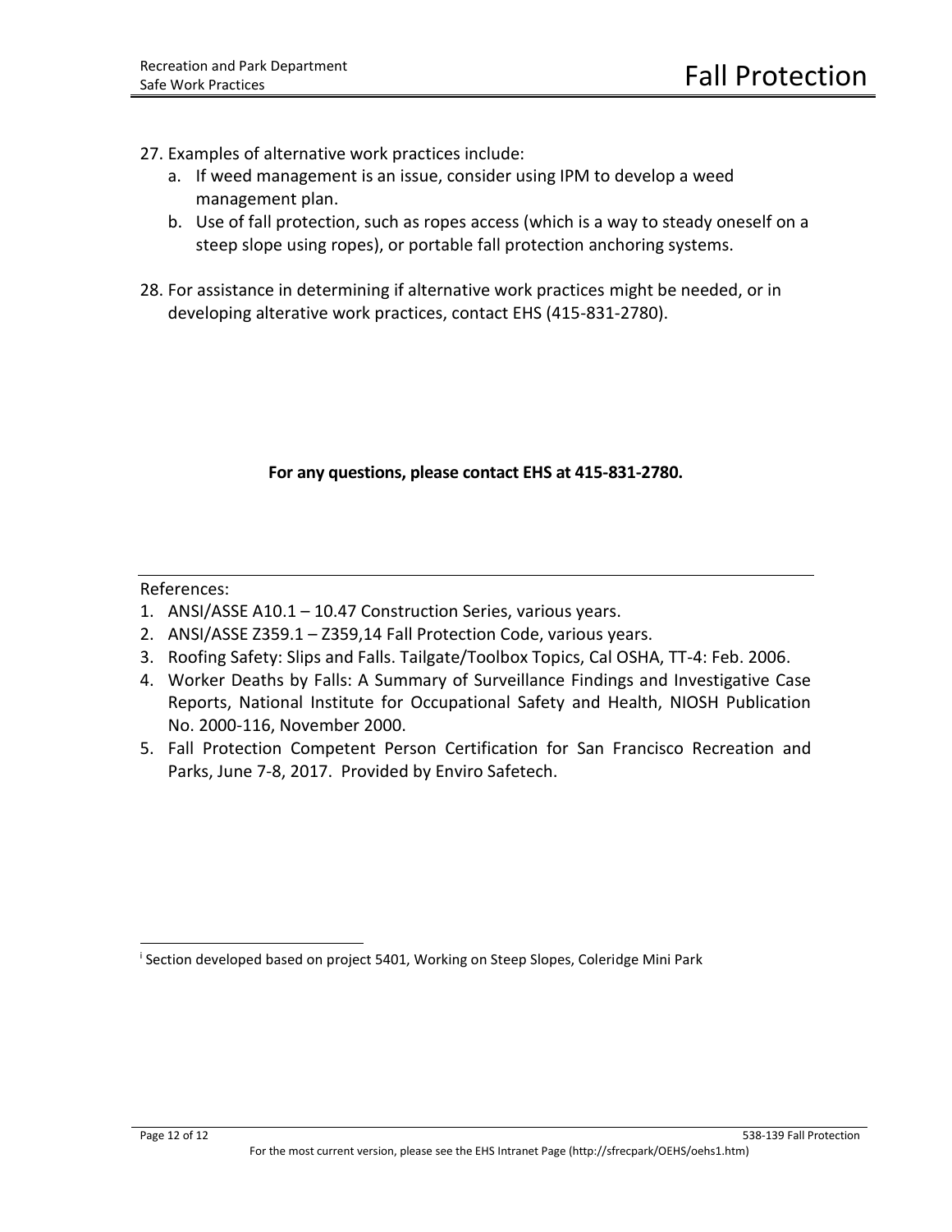27. Examples of alternative work practices include:
    a. If weed management is an issue, consider using IPM to develop a weed management plan.
    b. Use of fall protection, such as ropes access (which is a way to steady oneself on a steep slope using ropes), or portable fall protection anchoring systems.

28. For assistance in determining if alternative work practices might be needed, or in developing alterative work practices, contact EHS (415-831-2780).

**For any questions, please contact EHS at 415-831-2780.**

---

References:

1. ANSI/ASSE A10.1 – 10.47 Construction Series, various years.
2. ANSI/ASSE Z359.1 – Z359,14 Fall Protection Code, various years.
3. Roofing Safety: Slips and Falls. Tailgate/Toolbox Topics, Cal OSHA, TT-4: Feb. 2006.
4. Worker Deaths by Falls: A Summary of Surveillance Findings and Investigative Case Reports, National Institute for Occupational Safety and Health, NIOSH Publication No. 2000-116, November 2000.
5. Fall Protection Competent Person Certification for San Francisco Recreation and Parks, June 7-8, 2017. Provided by Enviro Safetech.

---

[i] Section developed based on project 5401, Working on Steep Slopes, Coleridge Mini Park